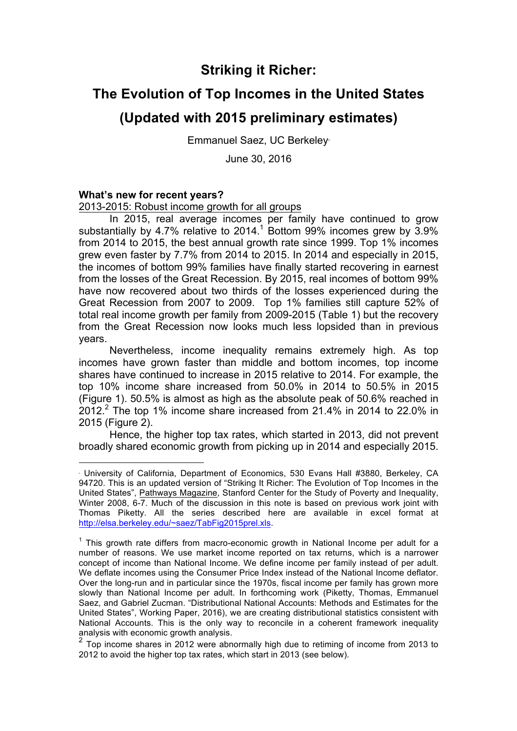# Striking it Richer:

# The Evolution of Top Incomes in the United States

# (Updated with 2015 preliminary estimates)

Emmanuel Saez, UC Berkeley[·]

June 30, 2016

### What's new for recent years?

2013-2015: Robust income growth for all groups

In 2015, real average incomes per family have continued to grow substantially by 4.7% relative to 2014.[1] Bottom 99% incomes grew by 3.9% from 2014 to 2015, the best annual growth rate since 1999. Top 1% incomes grew even faster by 7.7% from 2014 to 2015. In 2014 and especially in 2015, the incomes of bottom 99% families have finally started recovering in earnest from the losses of the Great Recession. By 2015, real incomes of bottom 99% have now recovered about two thirds of the losses experienced during the Great Recession from 2007 to 2009. Top 1% families still capture 52% of total real income growth per family from 2009-2015 (Table 1) but the recovery from the Great Recession now looks much less lopsided than in previous years.

Nevertheless, income inequality remains extremely high. As top incomes have grown faster than middle and bottom incomes, top income shares have continued to increase in 2015 relative to 2014. For example, the top 10% income share increased from 50.0% in 2014 to 50.5% in 2015 (Figure 1). 50.5% is almost as high as the absolute peak of 50.6% reached in 2012.[2] The top 1% income share increased from 21.4% in 2014 to 22.0% in 2015 (Figure 2).

Hence, the higher top tax rates, which started in 2013, did not prevent broadly shared economic growth from picking up in 2014 and especially 2015.

---

[·] University of California, Department of Economics, 530 Evans Hall #3880, Berkeley, CA 94720. This is an updated version of "Striking It Richer: The Evolution of Top Incomes in the United States", Pathways Magazine, Stanford Center for the Study of Poverty and Inequality, Winter 2008, 6-7. Much of the discussion in this note is based on previous work joint with Thomas Piketty. All the series described here are available in excel format at http://elsa.berkeley.edu/~saez/TabFig2015prel.xls.

[1] This growth rate differs from macro-economic growth in National Income per adult for a number of reasons. We use market income reported on tax returns, which is a narrower concept of income than National Income. We define income per family instead of per adult. We deflate incomes using the Consumer Price Index instead of the National Income deflator. Over the long-run and in particular since the 1970s, fiscal income per family has grown more slowly than National Income per adult. In forthcoming work (Piketty, Thomas, Emmanuel Saez, and Gabriel Zucman. "Distributional National Accounts: Methods and Estimates for the United States", Working Paper, 2016), we are creating distributional statistics consistent with National Accounts. This is the only way to reconcile in a coherent framework inequality analysis with economic growth analysis.

[2] Top income shares in 2012 were abnormally high due to retiming of income from 2013 to 2012 to avoid the higher top tax rates, which start in 2013 (see below).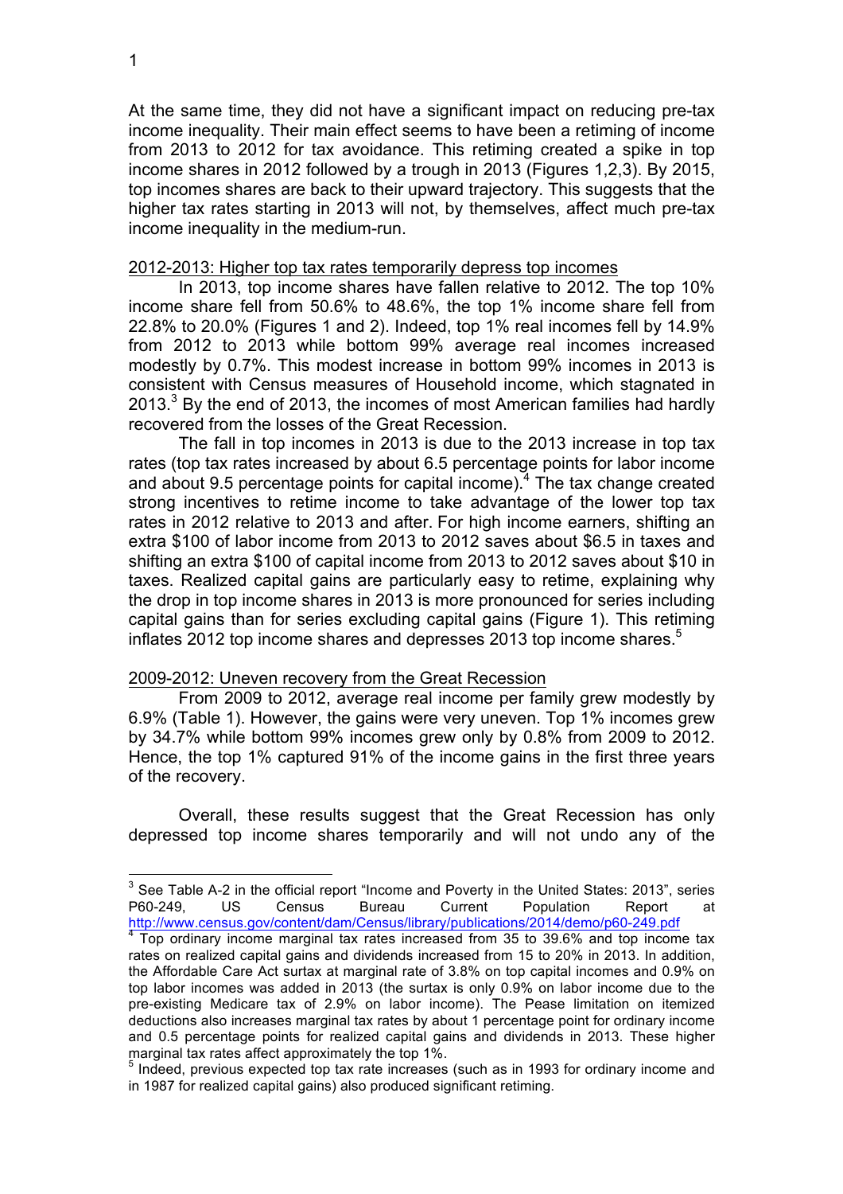At the same time, they did not have a significant impact on reducing pre-tax income inequality. Their main effect seems to have been a retiming of income from 2013 to 2012 for tax avoidance. This retiming created a spike in top income shares in 2012 followed by a trough in 2013 (Figures 1,2,3). By 2015, top incomes shares are back to their upward trajectory. This suggests that the higher tax rates starting in 2013 will not, by themselves, affect much pre-tax income inequality in the medium-run.

2012-2013: Higher top tax rates temporarily depress top incomes

In 2013, top income shares have fallen relative to 2012. The top 10% income share fell from 50.6% to 48.6%, the top 1% income share fell from 22.8% to 20.0% (Figures 1 and 2). Indeed, top 1% real incomes fell by 14.9% from 2012 to 2013 while bottom 99% average real incomes increased modestly by 0.7%. This modest increase in bottom 99% incomes in 2013 is consistent with Census measures of Household income, which stagnated in 2013.[3] By the end of 2013, the incomes of most American families had hardly recovered from the losses of the Great Recession.

The fall in top incomes in 2013 is due to the 2013 increase in top tax rates (top tax rates increased by about 6.5 percentage points for labor income and about 9.5 percentage points for capital income).[4] The tax change created strong incentives to retime income to take advantage of the lower top tax rates in 2012 relative to 2013 and after. For high income earners, shifting an extra \$100 of labor income from 2013 to 2012 saves about \$6.5 in taxes and shifting an extra \$100 of capital income from 2013 to 2012 saves about \$10 in taxes. Realized capital gains are particularly easy to retime, explaining why the drop in top income shares in 2013 is more pronounced for series including capital gains than for series excluding capital gains (Figure 1). This retiming inflates 2012 top income shares and depresses 2013 top income shares.[5]

2009-2012: Uneven recovery from the Great Recession

From 2009 to 2012, average real income per family grew modestly by 6.9% (Table 1). However, the gains were very uneven. Top 1% incomes grew by 34.7% while bottom 99% incomes grew only by 0.8% from 2009 to 2012. Hence, the top 1% captured 91% of the income gains in the first three years of the recovery.

Overall, these results suggest that the Great Recession has only depressed top income shares temporarily and will not undo any of the

---

[3] See Table A-2 in the official report "Income and Poverty in the United States: 2013", series P60-249, US Census Bureau Current Population Report at http://www.census.gov/content/dam/Census/library/publications/2014/demo/p60-249.pdf

[4] Top ordinary income marginal tax rates increased from 35 to 39.6% and top income tax rates on realized capital gains and dividends increased from 15 to 20% in 2013. In addition, the Affordable Care Act surtax at marginal rate of 3.8% on top capital incomes and 0.9% on top labor incomes was added in 2013 (the surtax is only 0.9% on labor income due to the pre-existing Medicare tax of 2.9% on labor income). The Pease limitation on itemized deductions also increases marginal tax rates by about 1 percentage point for ordinary income and 0.5 percentage points for realized capital gains and dividends in 2013. These higher marginal tax rates affect approximately the top 1%.

[5] Indeed, previous expected top tax rate increases (such as in 1993 for ordinary income and in 1987 for realized capital gains) also produced significant retiming.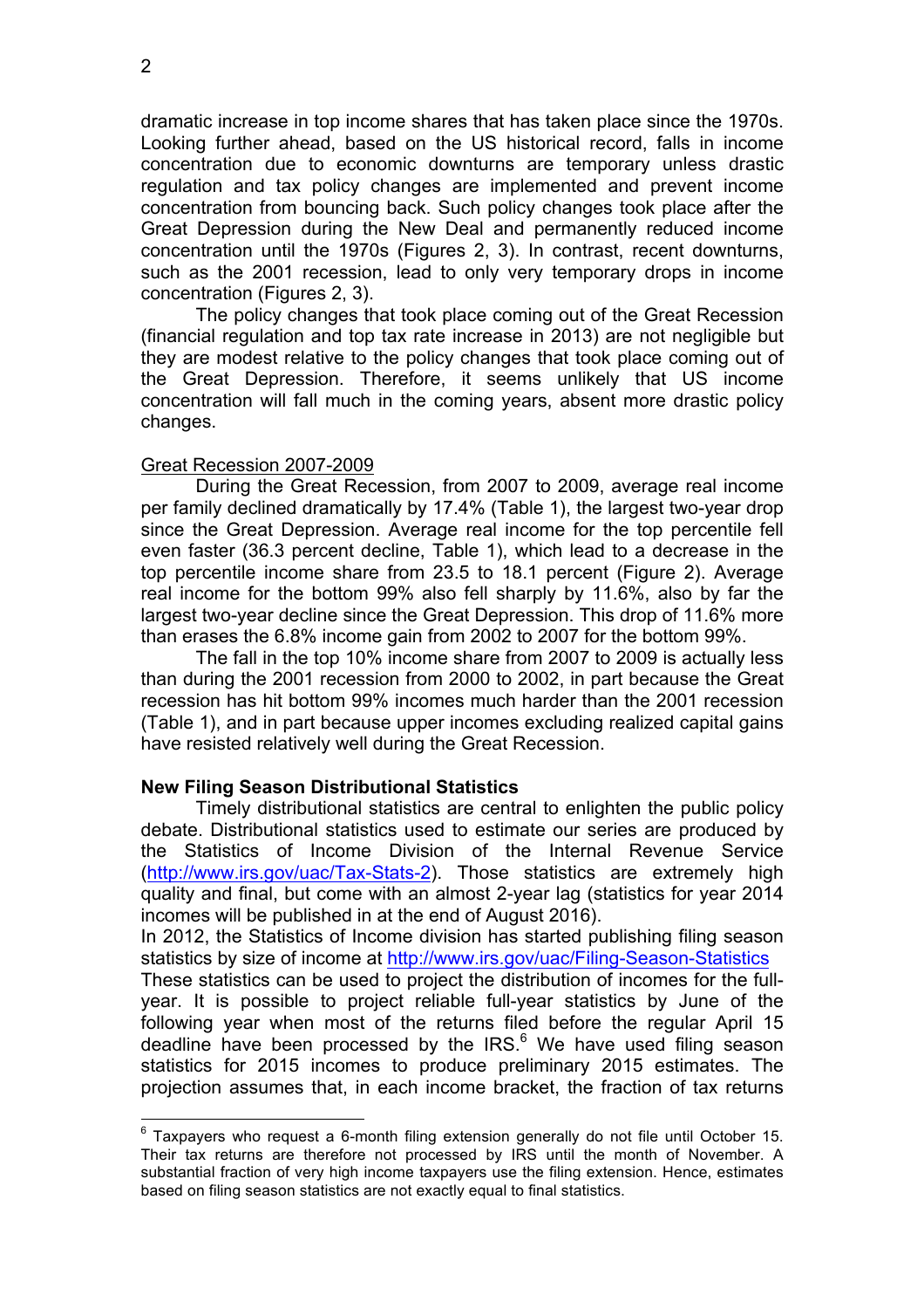dramatic increase in top income shares that has taken place since the 1970s. Looking further ahead, based on the US historical record, falls in income concentration due to economic downturns are temporary unless drastic regulation and tax policy changes are implemented and prevent income concentration from bouncing back. Such policy changes took place after the Great Depression during the New Deal and permanently reduced income concentration until the 1970s (Figures 2, 3). In contrast, recent downturns, such as the 2001 recession, lead to only very temporary drops in income concentration (Figures 2, 3).

The policy changes that took place coming out of the Great Recession (financial regulation and top tax rate increase in 2013) are not negligible but they are modest relative to the policy changes that took place coming out of the Great Depression. Therefore, it seems unlikely that US income concentration will fall much in the coming years, absent more drastic policy changes.

Great Recession 2007-2009

During the Great Recession, from 2007 to 2009, average real income per family declined dramatically by 17.4% (Table 1), the largest two-year drop since the Great Depression. Average real income for the top percentile fell even faster (36.3 percent decline, Table 1), which lead to a decrease in the top percentile income share from 23.5 to 18.1 percent (Figure 2). Average real income for the bottom 99% also fell sharply by 11.6%, also by far the largest two-year decline since the Great Depression. This drop of 11.6% more than erases the 6.8% income gain from 2002 to 2007 for the bottom 99%.

The fall in the top 10% income share from 2007 to 2009 is actually less than during the 2001 recession from 2000 to 2002, in part because the Great recession has hit bottom 99% incomes much harder than the 2001 recession (Table 1), and in part because upper incomes excluding realized capital gains have resisted relatively well during the Great Recession.

**New Filing Season Distributional Statistics**

Timely distributional statistics are central to enlighten the public policy debate. Distributional statistics used to estimate our series are produced by the Statistics of Income Division of the Internal Revenue Service (http://www.irs.gov/uac/Tax-Stats-2). Those statistics are extremely high quality and final, but come with an almost 2-year lag (statistics for year 2014 incomes will be published in at the end of August 2016).

In 2012, the Statistics of Income division has started publishing filing season statistics by size of income at http://www.irs.gov/uac/Filing-Season-Statistics

These statistics can be used to project the distribution of incomes for the full-year. It is possible to project reliable full-year statistics by June of the following year when most of the returns filed before the regular April 15 deadline have been processed by the IRS.[6] We have used filing season statistics for 2015 incomes to produce preliminary 2015 estimates. The projection assumes that, in each income bracket, the fraction of tax returns

[6] Taxpayers who request a 6-month filing extension generally do not file until October 15. Their tax returns are therefore not processed by IRS until the month of November. A substantial fraction of very high income taxpayers use the filing extension. Hence, estimates based on filing season statistics are not exactly equal to final statistics.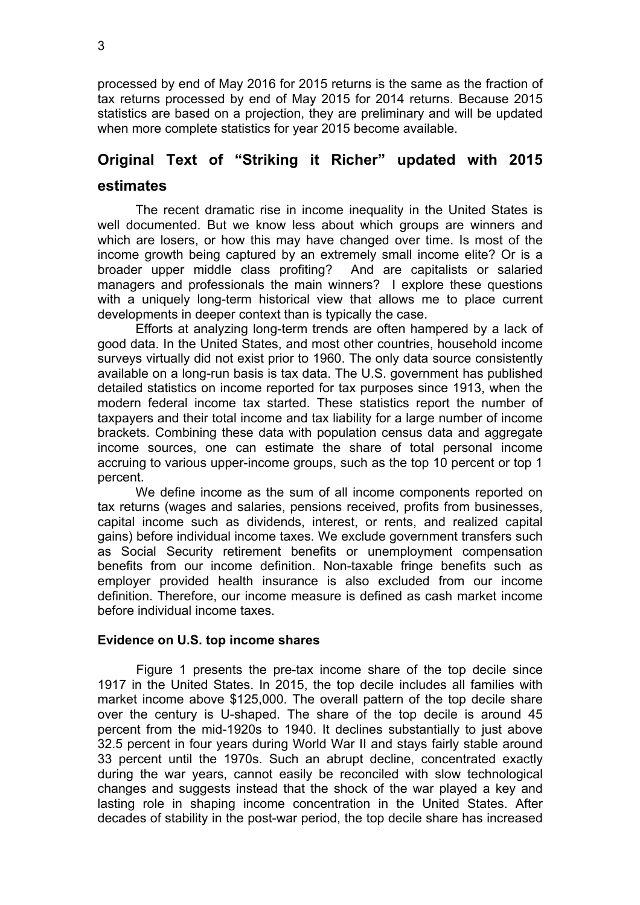processed by end of May 2016 for 2015 returns is the same as the fraction of tax returns processed by end of May 2015 for 2014 returns. Because 2015 statistics are based on a projection, they are preliminary and will be updated when more complete statistics for year 2015 become available.

## Original Text of "Striking it Richer" updated with 2015 estimates

The recent dramatic rise in income inequality in the United States is well documented. But we know less about which groups are winners and which are losers, or how this may have changed over time. Is most of the income growth being captured by an extremely small income elite? Or is a broader upper middle class profiting? And are capitalists or salaried managers and professionals the main winners? I explore these questions with a uniquely long-term historical view that allows me to place current developments in deeper context than is typically the case.

Efforts at analyzing long-term trends are often hampered by a lack of good data. In the United States, and most other countries, household income surveys virtually did not exist prior to 1960. The only data source consistently available on a long-run basis is tax data. The U.S. government has published detailed statistics on income reported for tax purposes since 1913, when the modern federal income tax started. These statistics report the number of taxpayers and their total income and tax liability for a large number of income brackets. Combining these data with population census data and aggregate income sources, one can estimate the share of total personal income accruing to various upper-income groups, such as the top 10 percent or top 1 percent.

We define income as the sum of all income components reported on tax returns (wages and salaries, pensions received, profits from businesses, capital income such as dividends, interest, or rents, and realized capital gains) before individual income taxes. We exclude government transfers such as Social Security retirement benefits or unemployment compensation benefits from our income definition. Non-taxable fringe benefits such as employer provided health insurance is also excluded from our income definition. Therefore, our income measure is defined as cash market income before individual income taxes.

### Evidence on U.S. top income shares

Figure 1 presents the pre-tax income share of the top decile since 1917 in the United States. In 2015, the top decile includes all families with market income above $125,000. The overall pattern of the top decile share over the century is U-shaped. The share of the top decile is around 45 percent from the mid-1920s to 1940. It declines substantially to just above 32.5 percent in four years during World War II and stays fairly stable around 33 percent until the 1970s. Such an abrupt decline, concentrated exactly during the war years, cannot easily be reconciled with slow technological changes and suggests instead that the shock of the war played a key and lasting role in shaping income concentration in the United States. After decades of stability in the post-war period, the top decile share has increased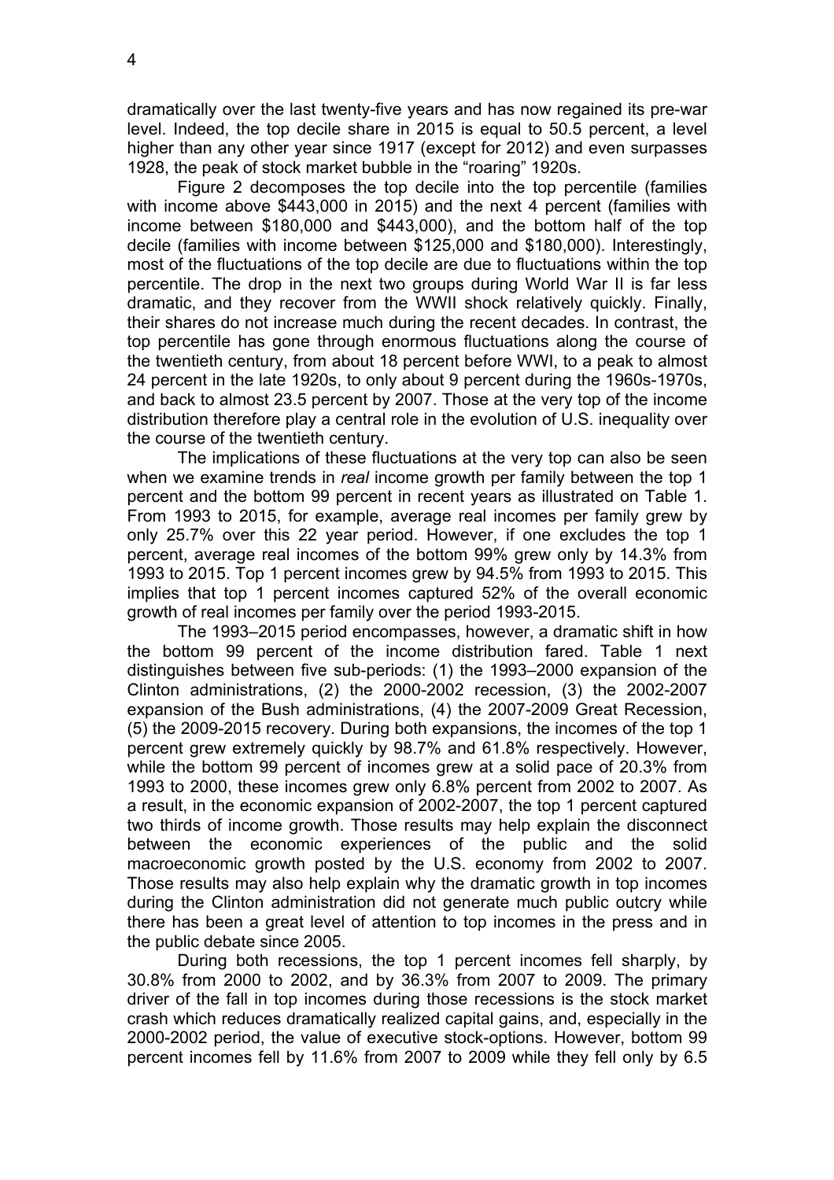dramatically over the last twenty-five years and has now regained its pre-war level. Indeed, the top decile share in 2015 is equal to 50.5 percent, a level higher than any other year since 1917 (except for 2012) and even surpasses 1928, the peak of stock market bubble in the "roaring" 1920s.

Figure 2 decomposes the top decile into the top percentile (families with income above \$443,000 in 2015) and the next 4 percent (families with income between \$180,000 and \$443,000), and the bottom half of the top decile (families with income between \$125,000 and \$180,000). Interestingly, most of the fluctuations of the top decile are due to fluctuations within the top percentile. The drop in the next two groups during World War II is far less dramatic, and they recover from the WWII shock relatively quickly. Finally, their shares do not increase much during the recent decades. In contrast, the top percentile has gone through enormous fluctuations along the course of the twentieth century, from about 18 percent before WWI, to a peak to almost 24 percent in the late 1920s, to only about 9 percent during the 1960s-1970s, and back to almost 23.5 percent by 2007. Those at the very top of the income distribution therefore play a central role in the evolution of U.S. inequality over the course of the twentieth century.

The implications of these fluctuations at the very top can also be seen when we examine trends in *real* income growth per family between the top 1 percent and the bottom 99 percent in recent years as illustrated on Table 1. From 1993 to 2015, for example, average real incomes per family grew by only 25.7% over this 22 year period. However, if one excludes the top 1 percent, average real incomes of the bottom 99% grew only by 14.3% from 1993 to 2015. Top 1 percent incomes grew by 94.5% from 1993 to 2015. This implies that top 1 percent incomes captured 52% of the overall economic growth of real incomes per family over the period 1993-2015.

The 1993–2015 period encompasses, however, a dramatic shift in how the bottom 99 percent of the income distribution fared. Table 1 next distinguishes between five sub-periods: (1) the 1993–2000 expansion of the Clinton administrations, (2) the 2000-2002 recession, (3) the 2002-2007 expansion of the Bush administrations, (4) the 2007-2009 Great Recession, (5) the 2009-2015 recovery. During both expansions, the incomes of the top 1 percent grew extremely quickly by 98.7% and 61.8% respectively. However, while the bottom 99 percent of incomes grew at a solid pace of 20.3% from 1993 to 2000, these incomes grew only 6.8% percent from 2002 to 2007. As a result, in the economic expansion of 2002-2007, the top 1 percent captured two thirds of income growth. Those results may help explain the disconnect between the economic experiences of the public and the solid macroeconomic growth posted by the U.S. economy from 2002 to 2007. Those results may also help explain why the dramatic growth in top incomes during the Clinton administration did not generate much public outcry while there has been a great level of attention to top incomes in the press and in the public debate since 2005.

During both recessions, the top 1 percent incomes fell sharply, by 30.8% from 2000 to 2002, and by 36.3% from 2007 to 2009. The primary driver of the fall in top incomes during those recessions is the stock market crash which reduces dramatically realized capital gains, and, especially in the 2000-2002 period, the value of executive stock-options. However, bottom 99 percent incomes fell by 11.6% from 2007 to 2009 while they fell only by 6.5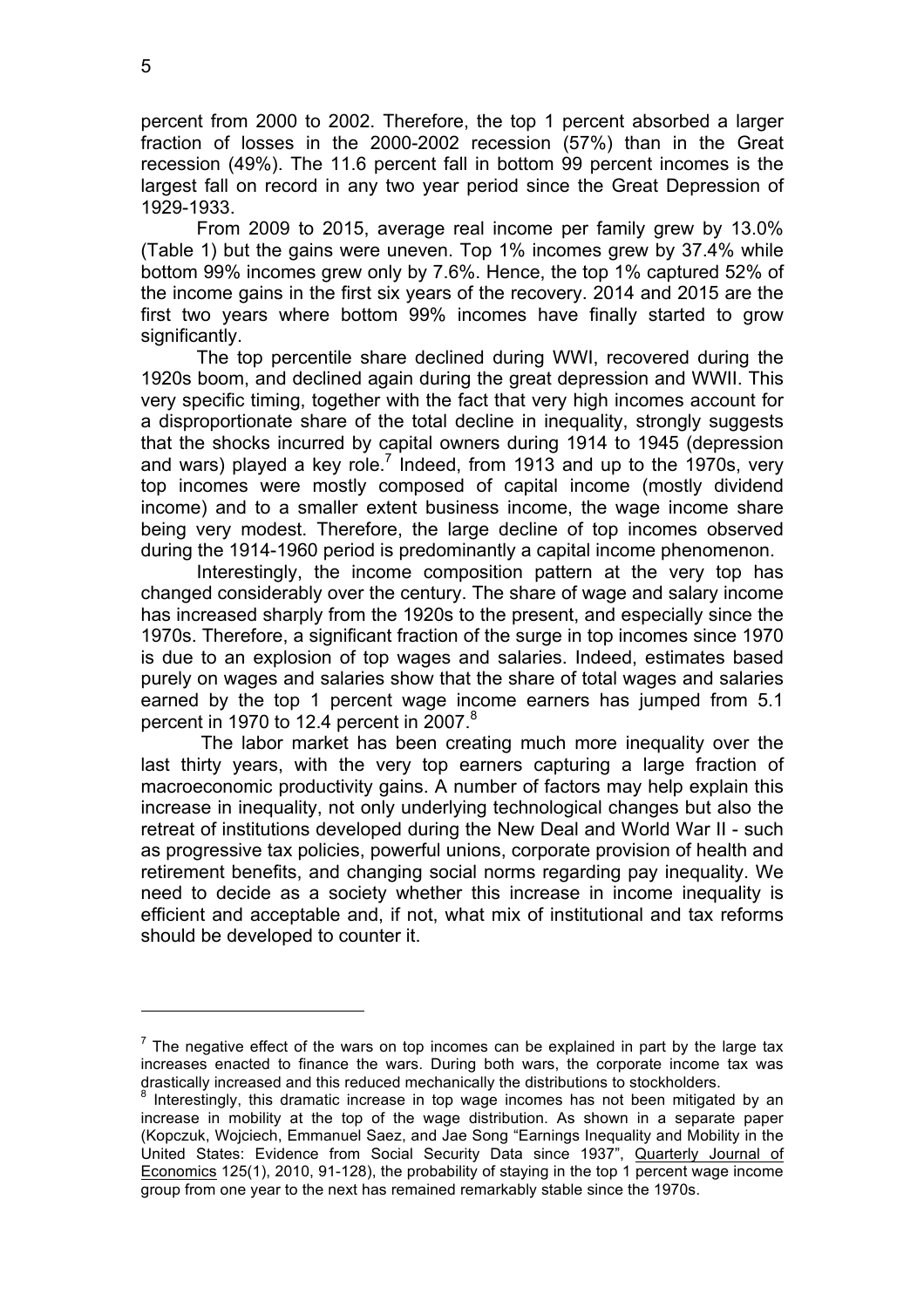percent from 2000 to 2002. Therefore, the top 1 percent absorbed a larger fraction of losses in the 2000-2002 recession (57%) than in the Great recession (49%). The 11.6 percent fall in bottom 99 percent incomes is the largest fall on record in any two year period since the Great Depression of 1929-1933.

From 2009 to 2015, average real income per family grew by 13.0% (Table 1) but the gains were uneven. Top 1% incomes grew by 37.4% while bottom 99% incomes grew only by 7.6%. Hence, the top 1% captured 52% of the income gains in the first six years of the recovery. 2014 and 2015 are the first two years where bottom 99% incomes have finally started to grow significantly.

The top percentile share declined during WWI, recovered during the 1920s boom, and declined again during the great depression and WWII. This very specific timing, together with the fact that very high incomes account for a disproportionate share of the total decline in inequality, strongly suggests that the shocks incurred by capital owners during 1914 to 1945 (depression and wars) played a key role.[7] Indeed, from 1913 and up to the 1970s, very top incomes were mostly composed of capital income (mostly dividend income) and to a smaller extent business income, the wage income share being very modest. Therefore, the large decline of top incomes observed during the 1914-1960 period is predominantly a capital income phenomenon.

Interestingly, the income composition pattern at the very top has changed considerably over the century. The share of wage and salary income has increased sharply from the 1920s to the present, and especially since the 1970s. Therefore, a significant fraction of the surge in top incomes since 1970 is due to an explosion of top wages and salaries. Indeed, estimates based purely on wages and salaries show that the share of total wages and salaries earned by the top 1 percent wage income earners has jumped from 5.1 percent in 1970 to 12.4 percent in 2007.[8]

The labor market has been creating much more inequality over the last thirty years, with the very top earners capturing a large fraction of macroeconomic productivity gains. A number of factors may help explain this increase in inequality, not only underlying technological changes but also the retreat of institutions developed during the New Deal and World War II - such as progressive tax policies, powerful unions, corporate provision of health and retirement benefits, and changing social norms regarding pay inequality. We need to decide as a society whether this increase in income inequality is efficient and acceptable and, if not, what mix of institutional and tax reforms should be developed to counter it.

---

[7] The negative effect of the wars on top incomes can be explained in part by the large tax increases enacted to finance the wars. During both wars, the corporate income tax was drastically increased and this reduced mechanically the distributions to stockholders.

[8] Interestingly, this dramatic increase in top wage incomes has not been mitigated by an increase in mobility at the top of the wage distribution. As shown in a separate paper (Kopczuk, Wojciech, Emmanuel Saez, and Jae Song "Earnings Inequality and Mobility in the United States: Evidence from Social Security Data since 1937", Quarterly Journal of Economics 125(1), 2010, 91-128), the probability of staying in the top 1 percent wage income group from one year to the next has remained remarkably stable since the 1970s.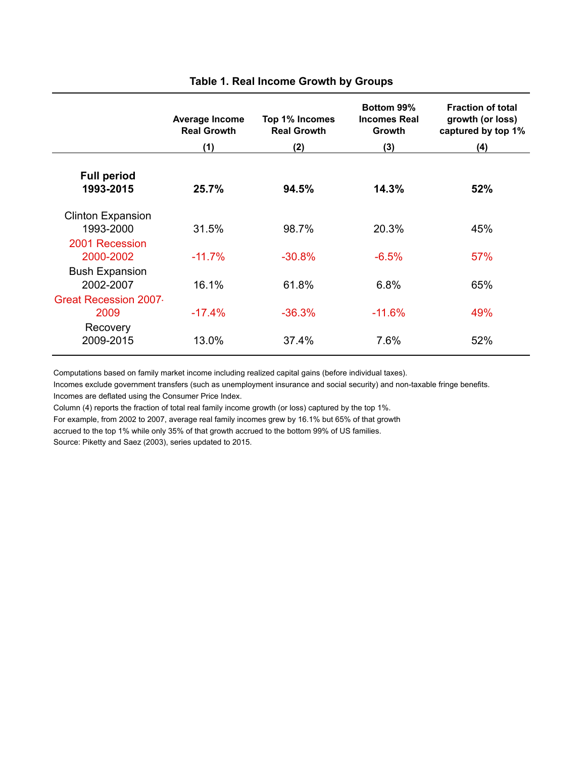**Table 1. Real Income Growth by Groups**

| | Average Income Real Growth | Top 1% Incomes Real Growth | Bottom 99% Incomes Real Growth | Fraction of total growth (or loss) captured by top 1% |
|---|---|---|---|---|
| | (1) | (2) | (3) | (4) |
| **Full period 1993-2015** | **25.7%** | **94.5%** | **14.3%** | **52%** |
| Clinton Expansion 1993-2000 | 31.5% | 98.7% | 20.3% | 45% |
| 2001 Recession 2000-2002 | -11.7% | -30.8% | -6.5% | 57% |
| Bush Expansion 2002-2007 | 16.1% | 61.8% | 6.8% | 65% |
| Great Recession 2007-2009 | -17.4% | -36.3% | -11.6% | 49% |
| Recovery 2009-2015 | 13.0% | 37.4% | 7.6% | 52% |

Computations based on family market income including realized capital gains (before individual taxes).
Incomes exclude government transfers (such as unemployment insurance and social security) and non-taxable fringe benefits.
Incomes are deflated using the Consumer Price Index.
Column (4) reports the fraction of total real family income growth (or loss) captured by the top 1%.
For example, from 2002 to 2007, average real family incomes grew by 16.1% but 65% of that growth accrued to the top 1% while only 35% of that growth accrued to the bottom 99% of US families.
Source: Piketty and Saez (2003), series updated to 2015.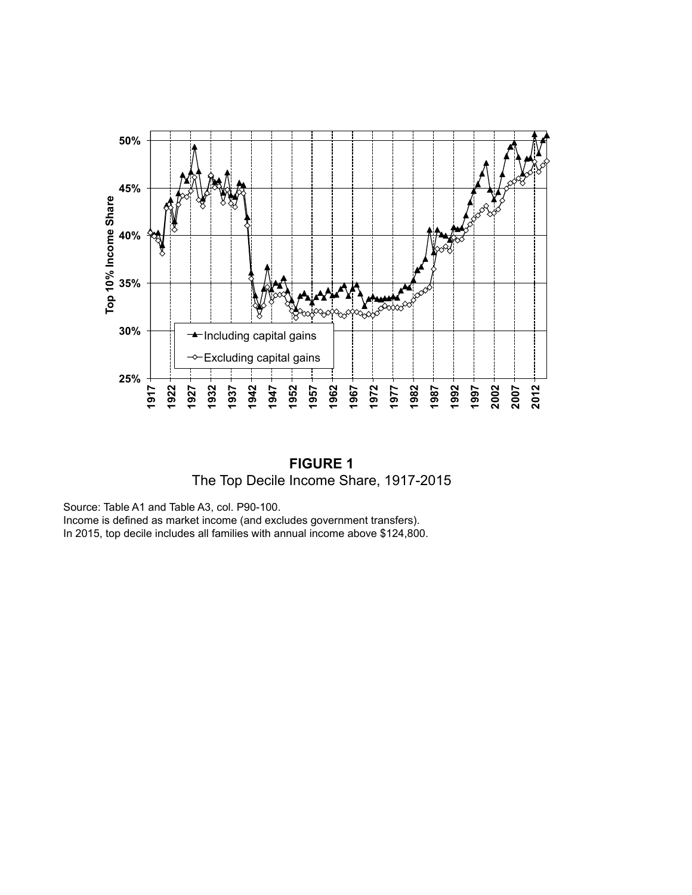**FIGURE 1**
The Top Decile Income Share, 1917-2015

Source: Table A1 and Table A3, col. P90-100.
Income is defined as market income (and excludes government transfers).
In 2015, top decile includes all families with annual income above $124,800.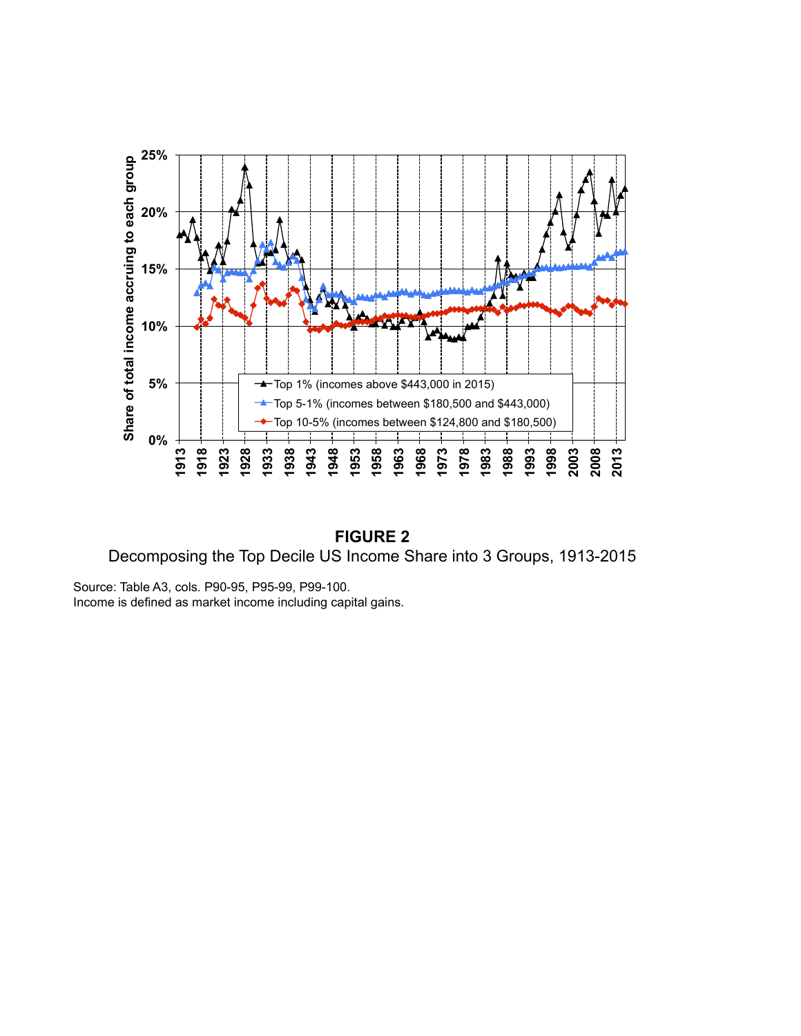**FIGURE 2**
Decomposing the Top Decile US Income Share into 3 Groups, 1913-2015

Source: Table A3, cols. P90-95, P95-99, P99-100.
Income is defined as market income including capital gains.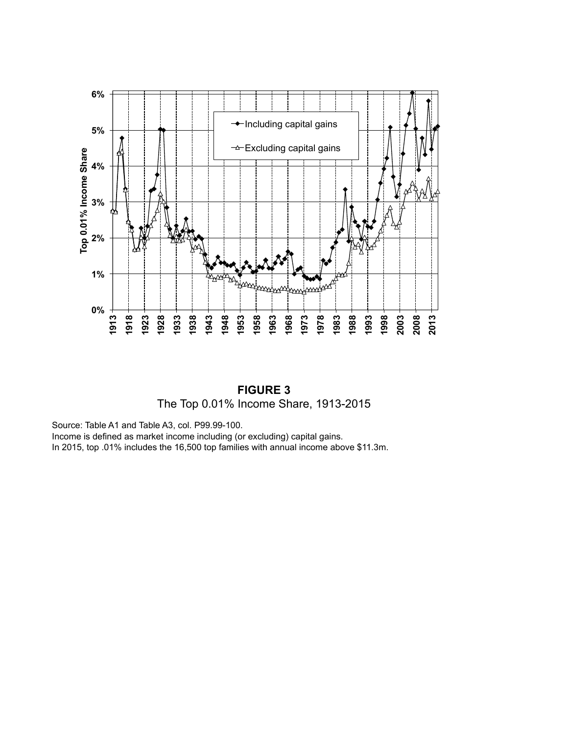6%

5%

4%

3%

2%

1%

0%

Top 0.01% Income Share

Including capital gains

Excluding capital gains

1913 1918 1923 1928 1933 1938 1943 1948 1953 1958 1963 1968 1973 1978 1983 1988 1993 1998 2003 2008 2013

**FIGURE 3**

The Top 0.01% Income Share, 1913-2015

Source: Table A1 and Table A3, col. P99.99-100.
Income is defined as market income including (or excluding) capital gains.
In 2015, top .01% includes the 16,500 top families with annual income above $11.3m.